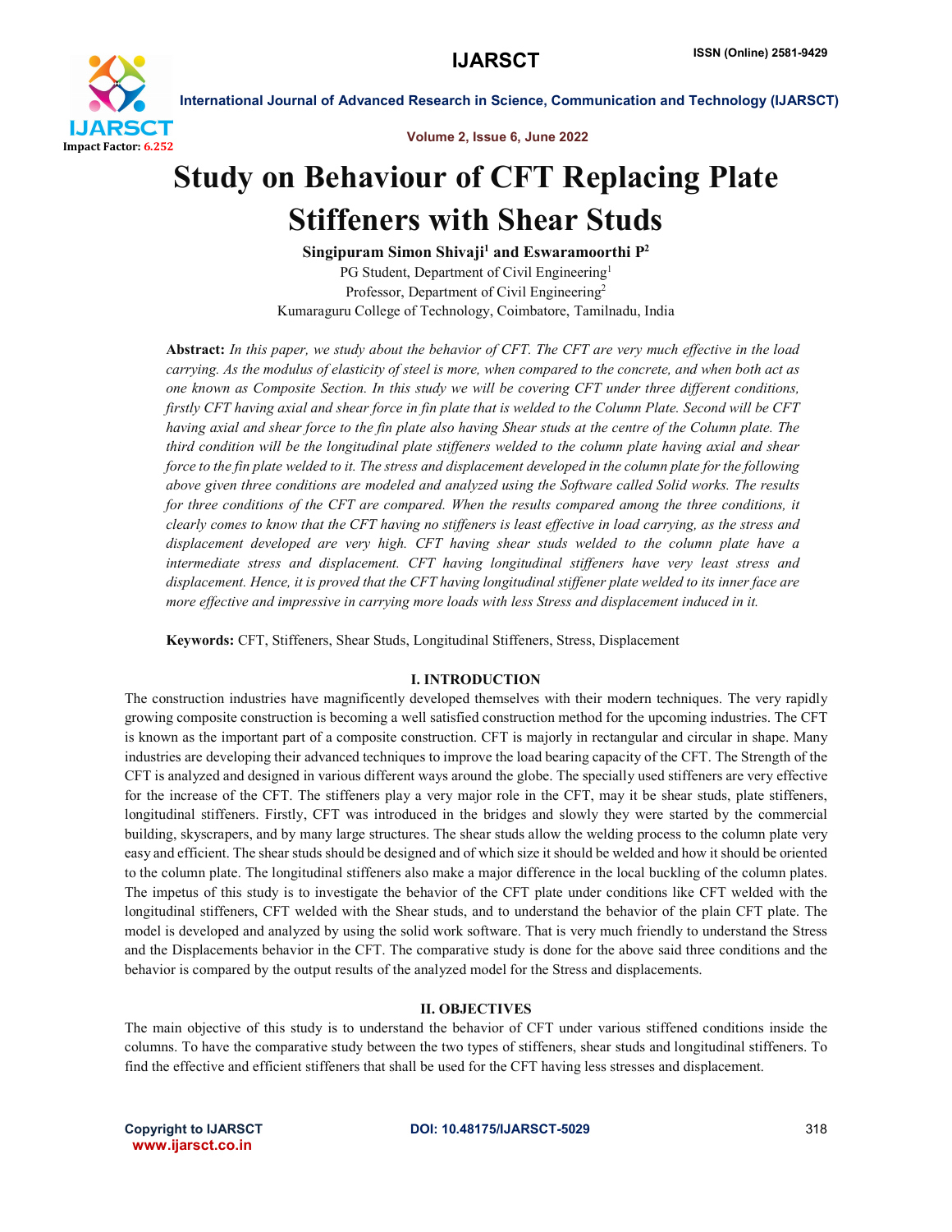# Study on Behaviour of CFT Replacing Plate Stiffeners with Shear Studs

**Singipuram Simon Shivaji[1] and Eswaramoorthi P[2]**

PG Student, Department of Civil Engineering[1]

Professor, Department of Civil Engineering[2]

Kumaraguru College of Technology, Coimbatore, Tamilnadu, India

**Abstract:** *In this paper, we study about the behavior of CFT. The CFT are very much effective in the load carrying. As the modulus of elasticity of steel is more, when compared to the concrete, and when both act as one known as Composite Section. In this study we will be covering CFT under three different conditions, firstly CFT having axial and shear force in fin plate that is welded to the Column Plate. Second will be CFT having axial and shear force to the fin plate also having Shear studs at the centre of the Column plate. The third condition will be the longitudinal plate stiffeners welded to the column plate having axial and shear force to the fin plate welded to it. The stress and displacement developed in the column plate for the following above given three conditions are modeled and analyzed using the Software called Solid works. The results for three conditions of the CFT are compared. When the results compared among the three conditions, it clearly comes to know that the CFT having no stiffeners is least effective in load carrying, as the stress and displacement developed are very high. CFT having shear studs welded to the column plate have a intermediate stress and displacement. CFT having longitudinal stiffeners have very least stress and displacement. Hence, it is proved that the CFT having longitudinal stiffener plate welded to its inner face are more effective and impressive in carrying more loads with less Stress and displacement induced in it.*

**Keywords:** CFT, Stiffeners, Shear Studs, Longitudinal Stiffeners, Stress, Displacement

## I. INTRODUCTION

The construction industries have magnificently developed themselves with their modern techniques. The very rapidly growing composite construction is becoming a well satisfied construction method for the upcoming industries. The CFT is known as the important part of a composite construction. CFT is majorly in rectangular and circular in shape. Many industries are developing their advanced techniques to improve the load bearing capacity of the CFT. The Strength of the CFT is analyzed and designed in various different ways around the globe. The specially used stiffeners are very effective for the increase of the CFT. The stiffeners play a very major role in the CFT, may it be shear studs, plate stiffeners, longitudinal stiffeners. Firstly, CFT was introduced in the bridges and slowly they were started by the commercial building, skyscrapers, and by many large structures. The shear studs allow the welding process to the column plate very easy and efficient. The shear studs should be designed and of which size it should be welded and how it should be oriented to the column plate. The longitudinal stiffeners also make a major difference in the local buckling of the column plates. The impetus of this study is to investigate the behavior of the CFT plate under conditions like CFT welded with the longitudinal stiffeners, CFT welded with the Shear studs, and to understand the behavior of the plain CFT plate. The model is developed and analyzed by using the solid work software. That is very much friendly to understand the Stress and the Displacements behavior in the CFT. The comparative study is done for the above said three conditions and the behavior is compared by the output results of the analyzed model for the Stress and displacements.

## II. OBJECTIVES

The main objective of this study is to understand the behavior of CFT under various stiffened conditions inside the columns. To have the comparative study between the two types of stiffeners, shear studs and longitudinal stiffeners. To find the effective and efficient stiffeners that shall be used for the CFT having less stresses and displacement.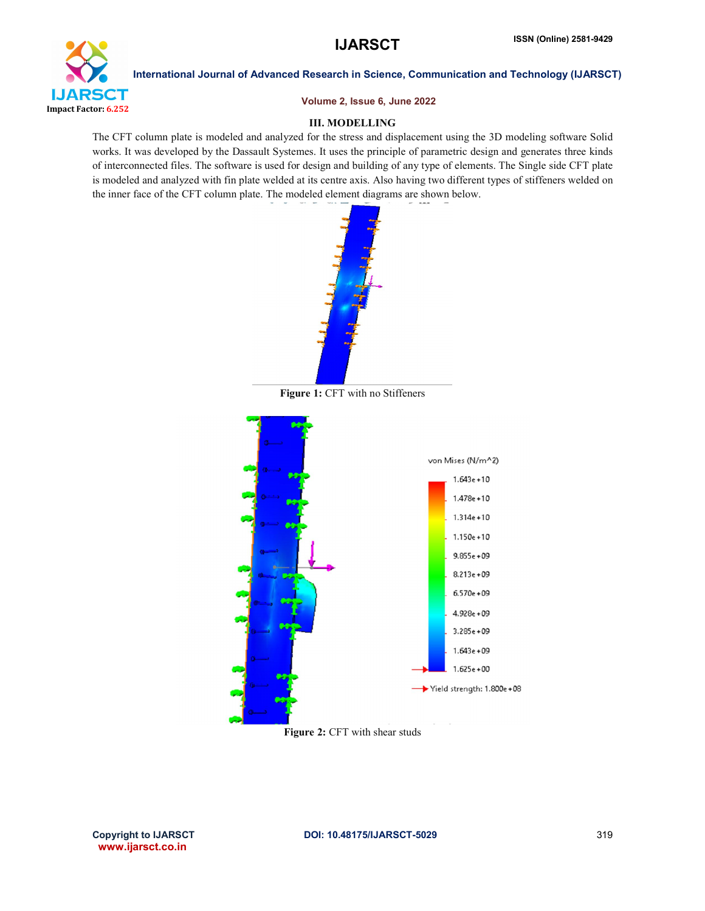### III. MODELLING

The CFT column plate is modeled and analyzed for the stress and displacement using the 3D modeling software Solid works. It was developed by the Dassault Systemes. It uses the principle of parametric design and generates three kinds of interconnected files. The software is used for design and building of any type of elements. The Single side CFT plate is modeled and analyzed with fin plate welded at its centre axis. Also having two different types of stiffeners welded on the inner face of the CFT column plate. The modeled element diagrams are shown below.

**Figure 1:** CFT with no Stiffeners

**Figure 2:** CFT with shear studs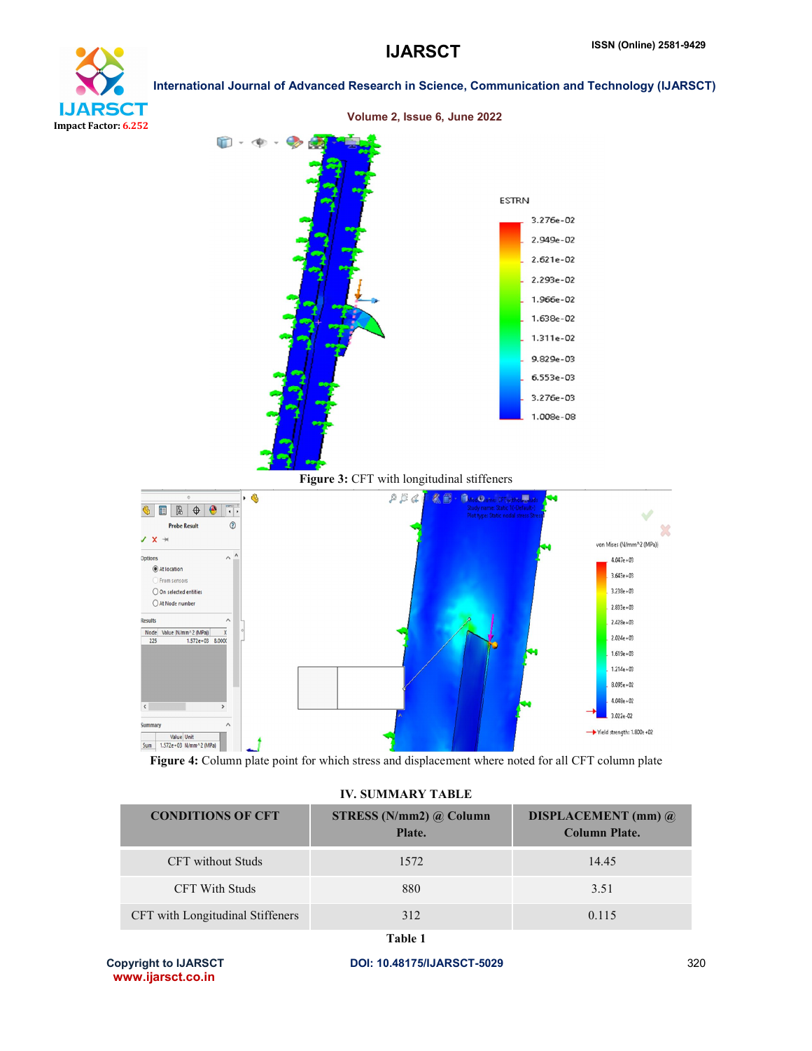Figure 3: CFT with longitudinal stiffeners

Figure 4: Column plate point for which stress and displacement where noted for all CFT column plate

## IV. SUMMARY TABLE

| CONDITIONS OF CFT | STRESS (N/mm2) @ Column Plate. | DISPLACEMENT (mm) @ Column Plate. |
|---|---|---|
| CFT without Studs | 1572 | 14.45 |
| CFT With Studs | 880 | 3.51 |
| CFT with Longitudinal Stiffeners | 312 | 0.115 |

Table 1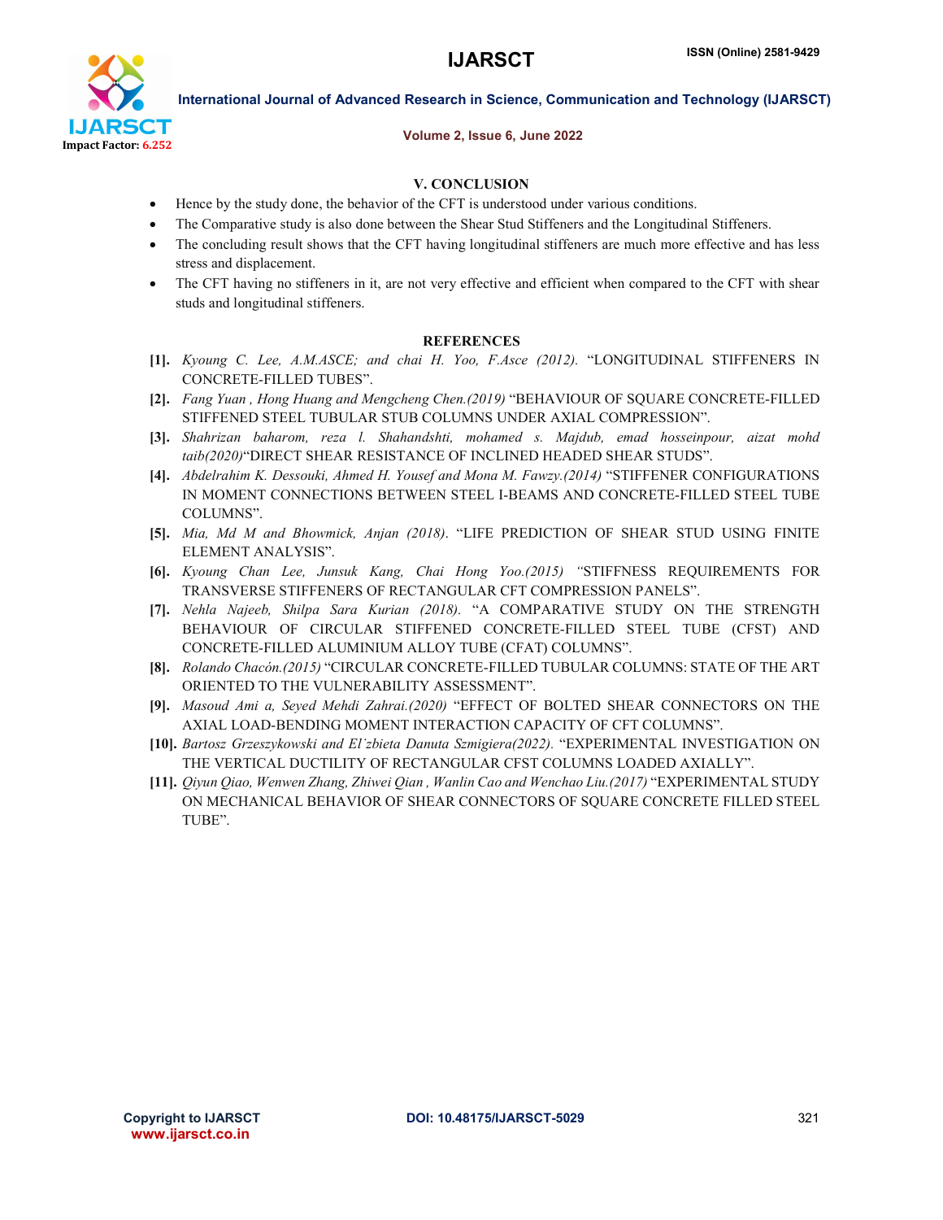## V. CONCLUSION

- Hence by the study done, the behavior of the CFT is understood under various conditions.
- The Comparative study is also done between the Shear Stud Stiffeners and the Longitudinal Stiffeners.
- The concluding result shows that the CFT having longitudinal stiffeners are much more effective and has less stress and displacement.
- The CFT having no stiffeners in it, are not very effective and efficient when compared to the CFT with shear studs and longitudinal stiffeners.

## REFERENCES

[1]. *Kyoung C. Lee, A.M.ASCE; and chai H. Yoo, F.Asce (2012).* "LONGITUDINAL STIFFENERS IN CONCRETE-FILLED TUBES".

[2]. *Fang Yuan , Hong Huang and Mengcheng Chen.(2019)* "BEHAVIOUR OF SQUARE CONCRETE-FILLED STIFFENED STEEL TUBULAR STUB COLUMNS UNDER AXIAL COMPRESSION".

[3]. *Shahrizan baharom, reza l. Shahandshti, mohamed s. Majdub, emad hosseinpour, aizat mohd taib(2020)*"DIRECT SHEAR RESISTANCE OF INCLINED HEADED SHEAR STUDS".

[4]. *Abdelrahim K. Dessouki, Ahmed H. Yousef and Mona M. Fawzy.(2014)* "STIFFENER CONFIGURATIONS IN MOMENT CONNECTIONS BETWEEN STEEL I-BEAMS AND CONCRETE-FILLED STEEL TUBE COLUMNS".

[5]. *Mia, Md M and Bhowmick, Anjan (2018).* "LIFE PREDICTION OF SHEAR STUD USING FINITE ELEMENT ANALYSIS".

[6]. *Kyoung Chan Lee, Junsuk Kang, Chai Hong Yoo.(2015) "*STIFFNESS REQUIREMENTS FOR TRANSVERSE STIFFENERS OF RECTANGULAR CFT COMPRESSION PANELS".

[7]. *Nehla Najeeb, Shilpa Sara Kurian (2018).* "A COMPARATIVE STUDY ON THE STRENGTH BEHAVIOUR OF CIRCULAR STIFFENED CONCRETE-FILLED STEEL TUBE (CFST) AND CONCRETE-FILLED ALUMINIUM ALLOY TUBE (CFAT) COLUMNS".

[8]. *Rolando Chacón.(2015)* "CIRCULAR CONCRETE-FILLED TUBULAR COLUMNS: STATE OF THE ART ORIENTED TO THE VULNERABILITY ASSESSMENT".

[9]. *Masoud Ami a, Seyed Mehdi Zahrai.(2020)* "EFFECT OF BOLTED SHEAR CONNECTORS ON THE AXIAL LOAD-BENDING MOMENT INTERACTION CAPACITY OF CFT COLUMNS".

[10]. *Bartosz Grzeszykowski and El˙zbieta Danuta Szmigiera(2022).* "EXPERIMENTAL INVESTIGATION ON THE VERTICAL DUCTILITY OF RECTANGULAR CFST COLUMNS LOADED AXIALLY".

[11]. *Qiyun Qiao, Wenwen Zhang, Zhiwei Qian , Wanlin Cao and Wenchao Liu.(2017)* "EXPERIMENTAL STUDY ON MECHANICAL BEHAVIOR OF SHEAR CONNECTORS OF SQUARE CONCRETE FILLED STEEL TUBE".